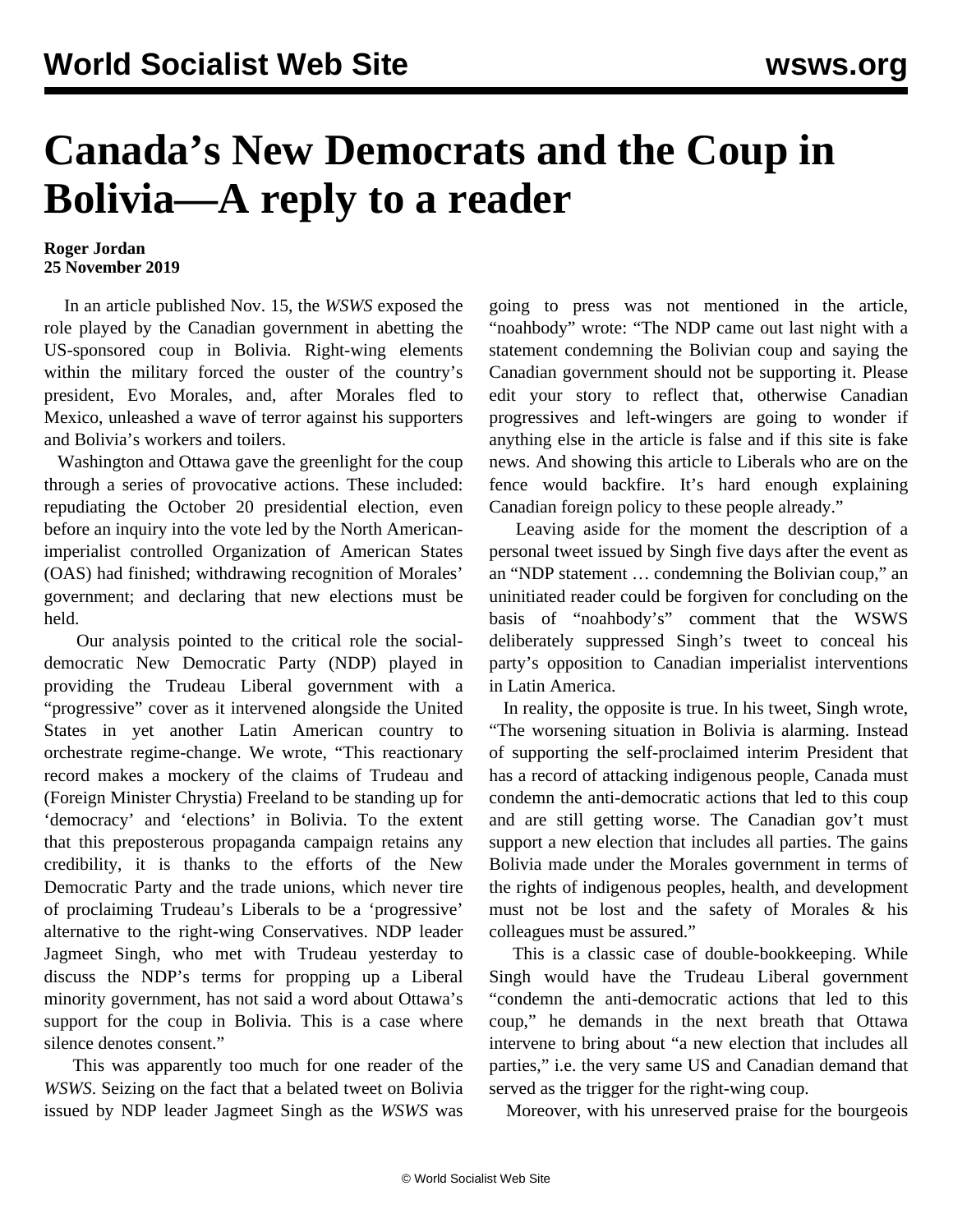# Canada's New Democrats and the Coup in Bolivia—A reply to a reader

**Roger Jordan**
**25 November 2019**

In an article published Nov. 15, the *WSWS* exposed the role played by the Canadian government in abetting the US-sponsored coup in Bolivia. Right-wing elements within the military forced the ouster of the country's president, Evo Morales, and, after Morales fled to Mexico, unleashed a wave of terror against his supporters and Bolivia's workers and toilers.

Washington and Ottawa gave the greenlight for the coup through a series of provocative actions. These included: repudiating the October 20 presidential election, even before an inquiry into the vote led by the North American-imperialist controlled Organization of American States (OAS) had finished; withdrawing recognition of Morales' government; and declaring that new elections must be held.

Our analysis pointed to the critical role the social-democratic New Democratic Party (NDP) played in providing the Trudeau Liberal government with a "progressive" cover as it intervened alongside the United States in yet another Latin American country to orchestrate regime-change. We wrote, "This reactionary record makes a mockery of the claims of Trudeau and (Foreign Minister Chrystia) Freeland to be standing up for 'democracy' and 'elections' in Bolivia. To the extent that this preposterous propaganda campaign retains any credibility, it is thanks to the efforts of the New Democratic Party and the trade unions, which never tire of proclaiming Trudeau's Liberals to be a 'progressive' alternative to the right-wing Conservatives. NDP leader Jagmeet Singh, who met with Trudeau yesterday to discuss the NDP's terms for propping up a Liberal minority government, has not said a word about Ottawa's support for the coup in Bolivia. This is a case where silence denotes consent."

This was apparently too much for one reader of the *WSWS*. Seizing on the fact that a belated tweet on Bolivia issued by NDP leader Jagmeet Singh as the *WSWS* was going to press was not mentioned in the article, "noahbody" wrote: "The NDP came out last night with a statement condemning the Bolivian coup and saying the Canadian government should not be supporting it. Please edit your story to reflect that, otherwise Canadian progressives and left-wingers are going to wonder if anything else in the article is false and if this site is fake news. And showing this article to Liberals who are on the fence would backfire. It's hard enough explaining Canadian foreign policy to these people already."

Leaving aside for the moment the description of a personal tweet issued by Singh five days after the event as an "NDP statement … condemning the Bolivian coup," an uninitiated reader could be forgiven for concluding on the basis of "noahbody's" comment that the WSWS deliberately suppressed Singh's tweet to conceal his party's opposition to Canadian imperialist interventions in Latin America.

In reality, the opposite is true. In his tweet, Singh wrote, "The worsening situation in Bolivia is alarming. Instead of supporting the self-proclaimed interim President that has a record of attacking indigenous people, Canada must condemn the anti-democratic actions that led to this coup and are still getting worse. The Canadian gov't must support a new election that includes all parties. The gains Bolivia made under the Morales government in terms of the rights of indigenous peoples, health, and development must not be lost and the safety of Morales & his colleagues must be assured."

This is a classic case of double-bookkeeping. While Singh would have the Trudeau Liberal government "condemn the anti-democratic actions that led to this coup," he demands in the next breath that Ottawa intervene to bring about "a new election that includes all parties," i.e. the very same US and Canadian demand that served as the trigger for the right-wing coup.

Moreover, with his unreserved praise for the bourgeois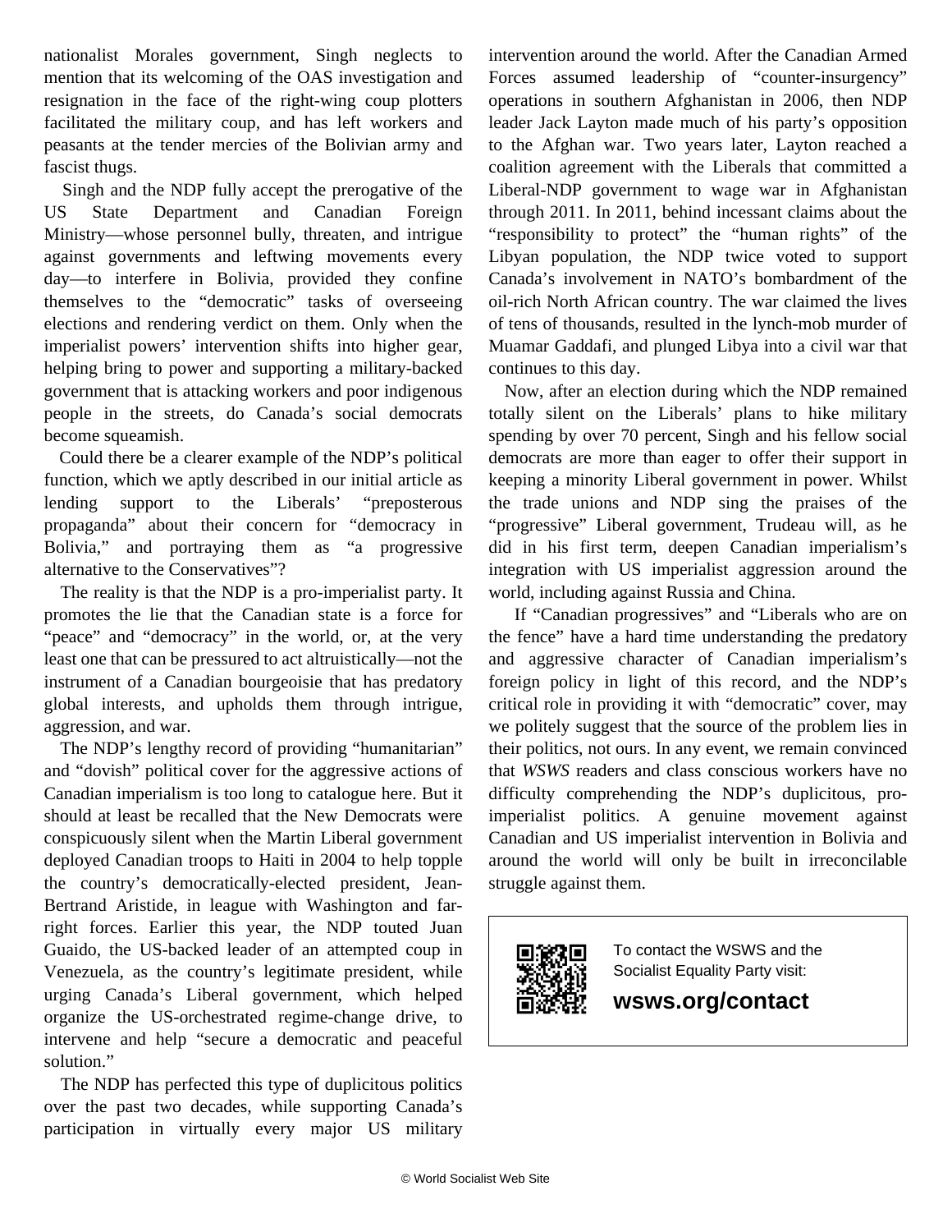nationalist Morales government, Singh neglects to mention that its welcoming of the OAS investigation and resignation in the face of the right-wing coup plotters facilitated the military coup, and has left workers and peasants at the tender mercies of the Bolivian army and fascist thugs.

Singh and the NDP fully accept the prerogative of the US State Department and Canadian Foreign Ministry—whose personnel bully, threaten, and intrigue against governments and leftwing movements every day—to interfere in Bolivia, provided they confine themselves to the "democratic" tasks of overseeing elections and rendering verdict on them. Only when the imperialist powers' intervention shifts into higher gear, helping bring to power and supporting a military-backed government that is attacking workers and poor indigenous people in the streets, do Canada's social democrats become squeamish.

Could there be a clearer example of the NDP's political function, which we aptly described in our initial article as lending support to the Liberals' "preposterous propaganda" about their concern for "democracy in Bolivia," and portraying them as "a progressive alternative to the Conservatives"?

The reality is that the NDP is a pro-imperialist party. It promotes the lie that the Canadian state is a force for "peace" and "democracy" in the world, or, at the very least one that can be pressured to act altruistically—not the instrument of a Canadian bourgeoisie that has predatory global interests, and upholds them through intrigue, aggression, and war.

The NDP's lengthy record of providing "humanitarian" and "dovish" political cover for the aggressive actions of Canadian imperialism is too long to catalogue here. But it should at least be recalled that the New Democrats were conspicuously silent when the Martin Liberal government deployed Canadian troops to Haiti in 2004 to help topple the country's democratically-elected president, Jean-Bertrand Aristide, in league with Washington and far-right forces. Earlier this year, the NDP touted Juan Guaido, the US-backed leader of an attempted coup in Venezuela, as the country's legitimate president, while urging Canada's Liberal government, which helped organize the US-orchestrated regime-change drive, to intervene and help "secure a democratic and peaceful solution."

The NDP has perfected this type of duplicitous politics over the past two decades, while supporting Canada's participation in virtually every major US military intervention around the world. After the Canadian Armed Forces assumed leadership of "counter-insurgency" operations in southern Afghanistan in 2006, then NDP leader Jack Layton made much of his party's opposition to the Afghan war. Two years later, Layton reached a coalition agreement with the Liberals that committed a Liberal-NDP government to wage war in Afghanistan through 2011. In 2011, behind incessant claims about the "responsibility to protect" the "human rights" of the Libyan population, the NDP twice voted to support Canada's involvement in NATO's bombardment of the oil-rich North African country. The war claimed the lives of tens of thousands, resulted in the lynch-mob murder of Muamar Gaddafi, and plunged Libya into a civil war that continues to this day.

Now, after an election during which the NDP remained totally silent on the Liberals' plans to hike military spending by over 70 percent, Singh and his fellow social democrats are more than eager to offer their support in keeping a minority Liberal government in power. Whilst the trade unions and NDP sing the praises of the "progressive" Liberal government, Trudeau will, as he did in his first term, deepen Canadian imperialism's integration with US imperialist aggression around the world, including against Russia and China.

If "Canadian progressives" and "Liberals who are on the fence" have a hard time understanding the predatory and aggressive character of Canadian imperialism's foreign policy in light of this record, and the NDP's critical role in providing it with "democratic" cover, may we politely suggest that the source of the problem lies in their politics, not ours. In any event, we remain convinced that *WSWS* readers and class conscious workers have no difficulty comprehending the NDP's duplicitous, pro-imperialist politics. A genuine movement against Canadian and US imperialist intervention in Bolivia and around the world will only be built in irreconcilable struggle against them.

To contact the WSWS and the Socialist Equality Party visit:

**wsws.org/contact**